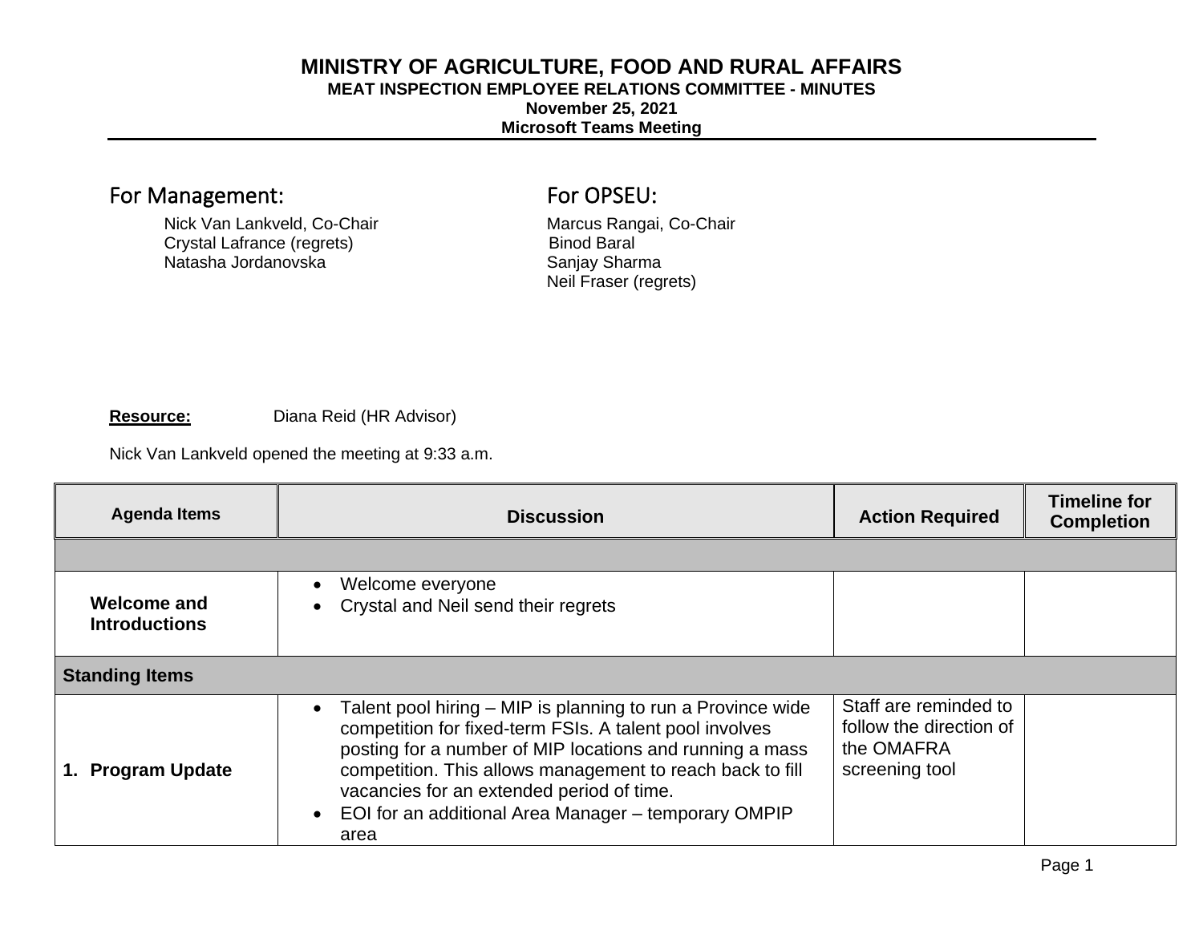# MINISTRY OF AGRICULTURE, FOOD AND RURAL AFFAIRS

**MEAT INSPECTION EMPLOYEE RELATIONS COMMITTEE - MINUTES**

**November 25, 2021**

**Microsoft Teams Meeting**

## For Management:

Nick Van Lankveld, Co-Chair
Crystal Lafrance (regrets)
Natasha Jordanovska

## For OPSEU:

Marcus Rangai, Co-Chair
Binod Baral
Sanjay Sharma
Neil Fraser (regrets)

**Resource:** Diana Reid (HR Advisor)

Nick Van Lankveld opened the meeting at 9:33 a.m.

| Agenda Items | Discussion | Action Required | Timeline for Completion |
|---|---|---|---|
| | | | |
| **Welcome and Introductions** | • Welcome everyone<br>• Crystal and Neil send their regrets | | |
| **Standing Items** | | | |
| **1. Program Update** | • Talent pool hiring – MIP is planning to run a Province wide competition for fixed-term FSIs. A talent pool involves posting for a number of MIP locations and running a mass competition. This allows management to reach back to fill vacancies for an extended period of time.<br>• EOI for an additional Area Manager – temporary OMPIP area | Staff are reminded to follow the direction of the OMAFRA screening tool | |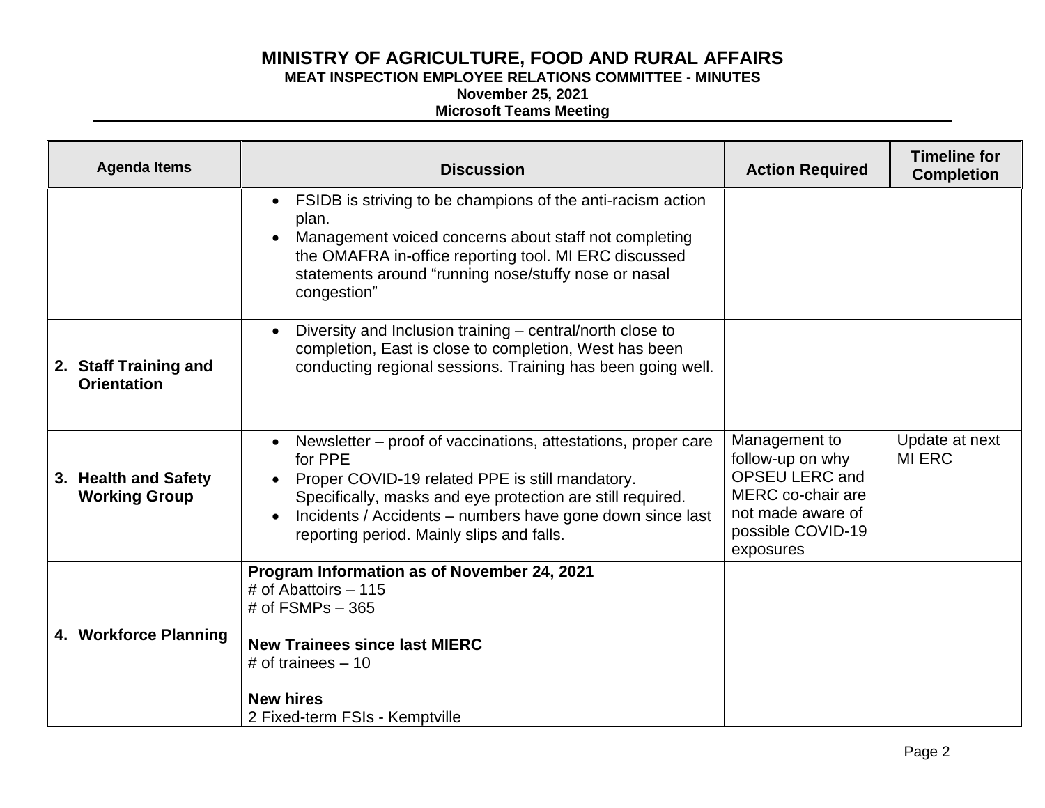# MINISTRY OF AGRICULTURE, FOOD AND RURAL AFFAIRS

**MEAT INSPECTION EMPLOYEE RELATIONS COMMITTEE - MINUTES**

**November 25, 2021**

**Microsoft Teams Meeting**

| Agenda Items | Discussion | Action Required | Timeline for Completion |
|---|---|---|---|
| | • FSIDB is striving to be champions of the anti-racism action plan.<br>• Management voiced concerns about staff not completing the OMAFRA in-office reporting tool. MI ERC discussed statements around "running nose/stuffy nose or nasal congestion" | | |
| **2. Staff Training and Orientation** | • Diversity and Inclusion training – central/north close to completion, East is close to completion, West has been conducting regional sessions. Training has been going well. | | |
| **3. Health and Safety Working Group** | • Newsletter – proof of vaccinations, attestations, proper care for PPE<br>• Proper COVID-19 related PPE is still mandatory. Specifically, masks and eye protection are still required.<br>• Incidents / Accidents – numbers have gone down since last reporting period. Mainly slips and falls. | Management to follow-up on why OPSEU LERC and MERC co-chair are not made aware of possible COVID-19 exposures | Update at next MI ERC |
| **4. Workforce Planning** | **Program Information as of November 24, 2021**<br># of Abattoirs – 115<br># of FSMPs – 365<br><br>**New Trainees since last MIERC**<br># of trainees – 10<br><br>**New hires**<br>2 Fixed-term FSIs - Kemptville | | |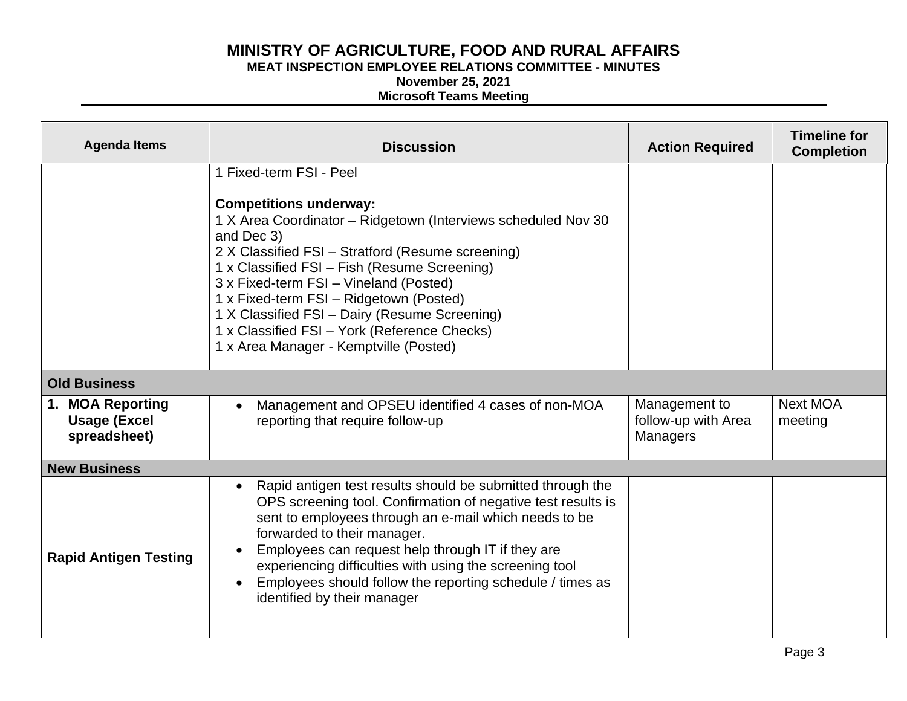# MINISTRY OF AGRICULTURE, FOOD AND RURAL AFFAIRS

**MEAT INSPECTION EMPLOYEE RELATIONS COMMITTEE - MINUTES**

**November 25, 2021**

**Microsoft Teams Meeting**

| Agenda Items | Discussion | Action Required | Timeline for Completion |
|---|---|---|---|
| | 1 Fixed-term FSI - Peel<br><br>**Competitions underway:**<br>1 X Area Coordinator – Ridgetown (Interviews scheduled Nov 30 and Dec 3)<br>2 X Classified FSI – Stratford (Resume screening)<br>1 x Classified FSI – Fish (Resume Screening)<br>3 x Fixed-term FSI – Vineland (Posted)<br>1 x Fixed-term FSI – Ridgetown (Posted)<br>1 X Classified FSI – Dairy (Resume Screening)<br>1 x Classified FSI – York (Reference Checks)<br>1 x Area Manager - Kemptville (Posted) | | |
| **Old Business** | | | |
| **1. MOA Reporting Usage (Excel spreadsheet)** | • Management and OPSEU identified 4 cases of non-MOA reporting that require follow-up | Management to follow-up with Area Managers | Next MOA meeting |
| | | | |
| **New Business** | | | |
| **Rapid Antigen Testing** | • Rapid antigen test results should be submitted through the OPS screening tool. Confirmation of negative test results is sent to employees through an e-mail which needs to be forwarded to their manager.<br>• Employees can request help through IT if they are experiencing difficulties with using the screening tool<br>• Employees should follow the reporting schedule / times as identified by their manager | | |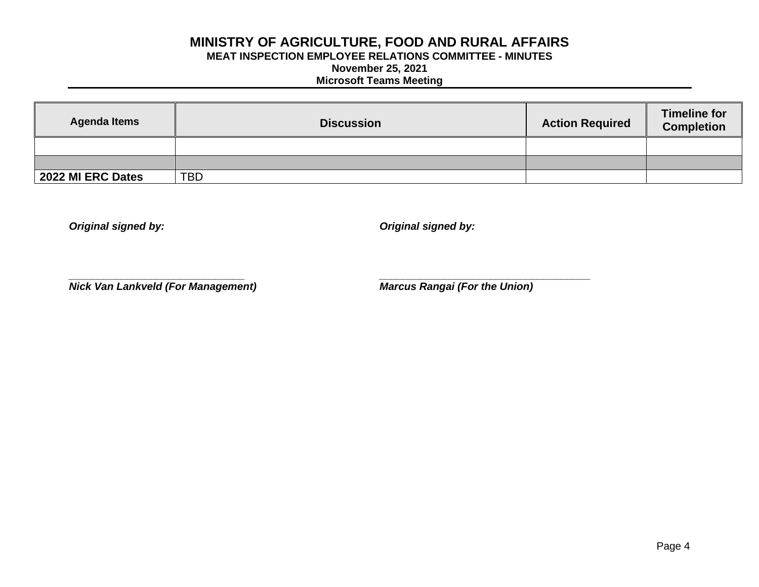# MINISTRY OF AGRICULTURE, FOOD AND RURAL AFFAIRS

**MEAT INSPECTION EMPLOYEE RELATIONS COMMITTEE - MINUTES**

**November 25, 2021**

**Microsoft Teams Meeting**

| Agenda Items | Discussion | Action Required | Timeline for Completion |
|---|---|---|---|
| | | | |
| | | | |
| **2022 MI ERC Dates** | TBD | | |

***Original signed by:***

***Nick Van Lankveld (For Management)***

***Original signed by:***

***Marcus Rangai (For the Union)***